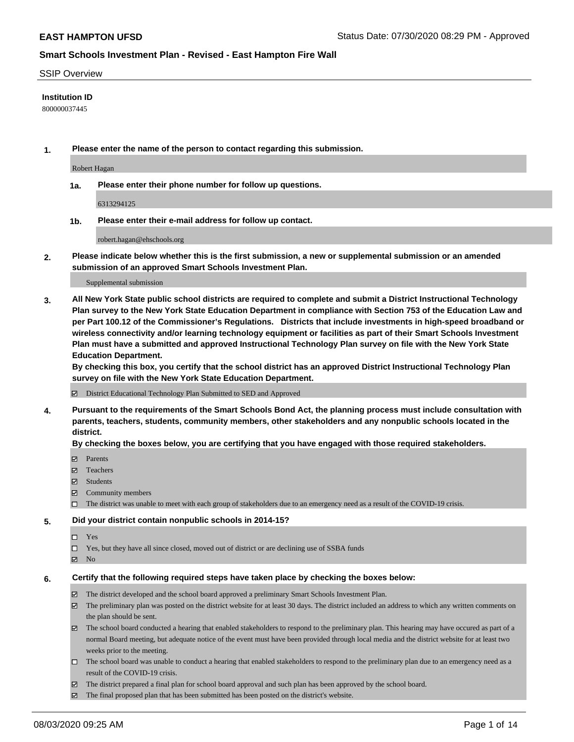**EAST HAMPTON UFSD** Status Date: 07/30/2020 08:29 PM - Approved

## Smart Schools Investment Plan - Revised - East Hampton Fire Wall

SSIP Overview

**Institution ID**

800000037445

**1. Please enter the name of the person to contact regarding this submission.**

Robert Hagan

**1a. Please enter their phone number for follow up questions.**

6313294125

**1b. Please enter their e-mail address for follow up contact.**

robert.hagan@ehschools.org

**2. Please indicate below whether this is the first submission, a new or supplemental submission or an amended submission of an approved Smart Schools Investment Plan.**

Supplemental submission

**3. All New York State public school districts are required to complete and submit a District Instructional Technology Plan survey to the New York State Education Department in compliance with Section 753 of the Education Law and per Part 100.12 of the Commissioner's Regulations. Districts that include investments in high-speed broadband or wireless connectivity and/or learning technology equipment or facilities as part of their Smart Schools Investment Plan must have a submitted and approved Instructional Technology Plan survey on file with the New York State Education Department.**

**By checking this box, you certify that the school district has an approved District Instructional Technology Plan survey on file with the New York State Education Department.**

- [x] District Educational Technology Plan Submitted to SED and Approved

**4. Pursuant to the requirements of the Smart Schools Bond Act, the planning process must include consultation with parents, teachers, students, community members, other stakeholders and any nonpublic schools located in the district.**

**By checking the boxes below, you are certifying that you have engaged with those required stakeholders.**

- [x] Parents
- [x] Teachers
- [x] Students
- [x] Community members
- [ ] The district was unable to meet with each group of stakeholders due to an emergency need as a result of the COVID-19 crisis.

**5. Did your district contain nonpublic schools in 2014-15?**

- [ ] Yes
- [ ] Yes, but they have all since closed, moved out of district or are declining use of SSBA funds
- [x] No

**6. Certify that the following required steps have taken place by checking the boxes below:**

- [x] The district developed and the school board approved a preliminary Smart Schools Investment Plan.
- [x] The preliminary plan was posted on the district website for at least 30 days. The district included an address to which any written comments on the plan should be sent.
- [x] The school board conducted a hearing that enabled stakeholders to respond to the preliminary plan. This hearing may have occured as part of a normal Board meeting, but adequate notice of the event must have been provided through local media and the district website for at least two weeks prior to the meeting.
- [ ] The school board was unable to conduct a hearing that enabled stakeholders to respond to the preliminary plan due to an emergency need as a result of the COVID-19 crisis.
- [x] The district prepared a final plan for school board approval and such plan has been approved by the school board.
- [x] The final proposed plan that has been submitted has been posted on the district's website.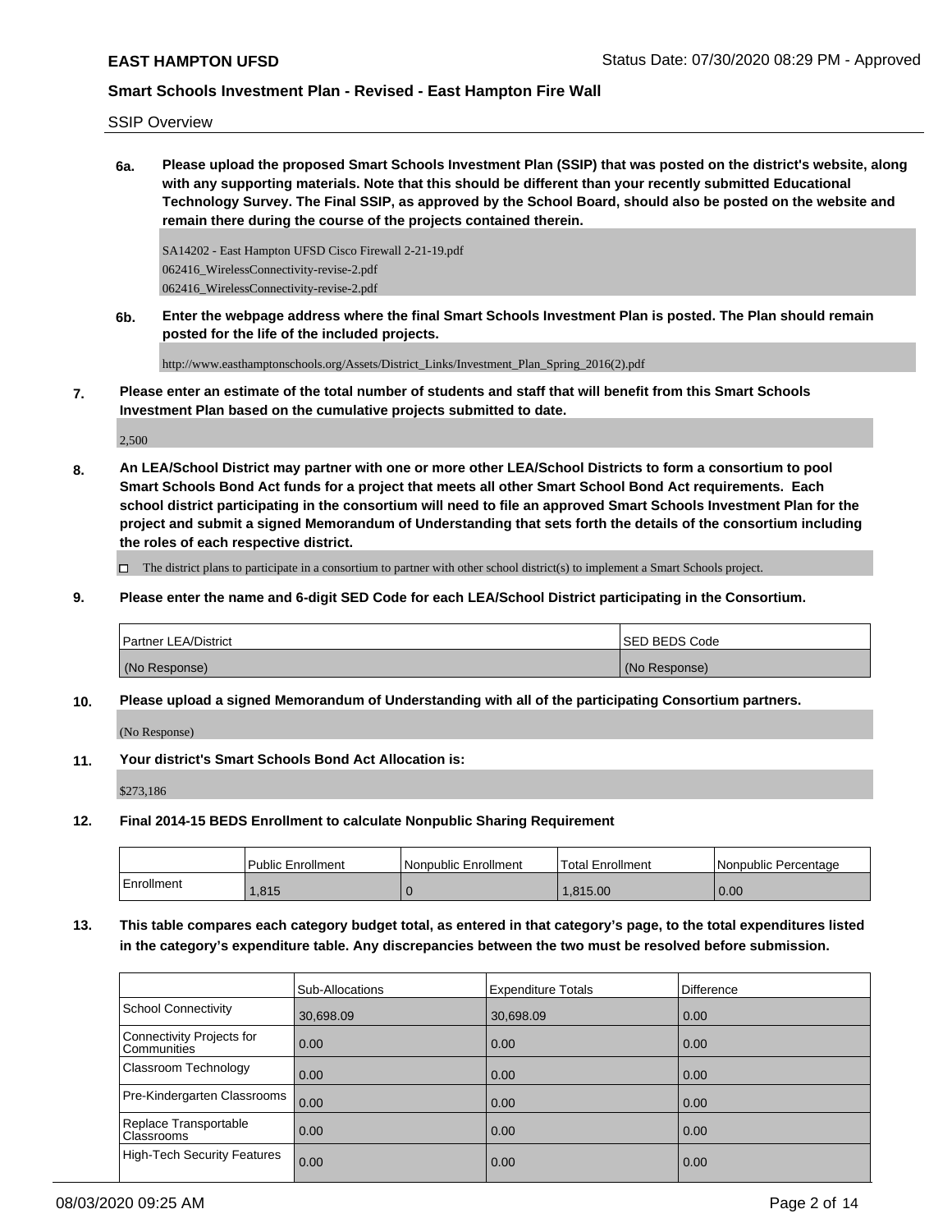SSIP Overview

**6a. Please upload the proposed Smart Schools Investment Plan (SSIP) that was posted on the district's website, along with any supporting materials. Note that this should be different than your recently submitted Educational Technology Survey. The Final SSIP, as approved by the School Board, should also be posted on the website and remain there during the course of the projects contained therein.**

SA14202 - East Hampton UFSD Cisco Firewall 2-21-19.pdf
062416_WirelessConnectivity-revise-2.pdf
062416_WirelessConnectivity-revise-2.pdf

**6b. Enter the webpage address where the final Smart Schools Investment Plan is posted. The Plan should remain posted for the life of the included projects.**

http://www.easthamptonschools.org/Assets/District_Links/Investment_Plan_Spring_2016(2).pdf

**7. Please enter an estimate of the total number of students and staff that will benefit from this Smart Schools Investment Plan based on the cumulative projects submitted to date.**

2,500

**8. An LEA/School District may partner with one or more other LEA/School Districts to form a consortium to pool Smart Schools Bond Act funds for a project that meets all other Smart School Bond Act requirements. Each school district participating in the consortium will need to file an approved Smart Schools Investment Plan for the project and submit a signed Memorandum of Understanding that sets forth the details of the consortium including the roles of each respective district.**

☐ The district plans to participate in a consortium to partner with other school district(s) to implement a Smart Schools project.

**9. Please enter the name and 6-digit SED Code for each LEA/School District participating in the Consortium.**

| Partner LEA/District | SED BEDS Code |
|---|---|
| (No Response) | (No Response) |

**10. Please upload a signed Memorandum of Understanding with all of the participating Consortium partners.**

(No Response)

**11. Your district's Smart Schools Bond Act Allocation is:**

$273,186

**12. Final 2014-15 BEDS Enrollment to calculate Nonpublic Sharing Requirement**

| | Public Enrollment | Nonpublic Enrollment | Total Enrollment | Nonpublic Percentage |
|---|---|---|---|---|
| Enrollment | 1,815 | 0 | 1,815.00 | 0.00 |

**13. This table compares each category budget total, as entered in that category's page, to the total expenditures listed in the category's expenditure table. Any discrepancies between the two must be resolved before submission.**

| | Sub-Allocations | Expenditure Totals | Difference |
|---|---|---|---|
| School Connectivity | 30,698.09 | 30,698.09 | 0.00 |
| Connectivity Projects for Communities | 0.00 | 0.00 | 0.00 |
| Classroom Technology | 0.00 | 0.00 | 0.00 |
| Pre-Kindergarten Classrooms | 0.00 | 0.00 | 0.00 |
| Replace Transportable Classrooms | 0.00 | 0.00 | 0.00 |
| High-Tech Security Features | 0.00 | 0.00 | 0.00 |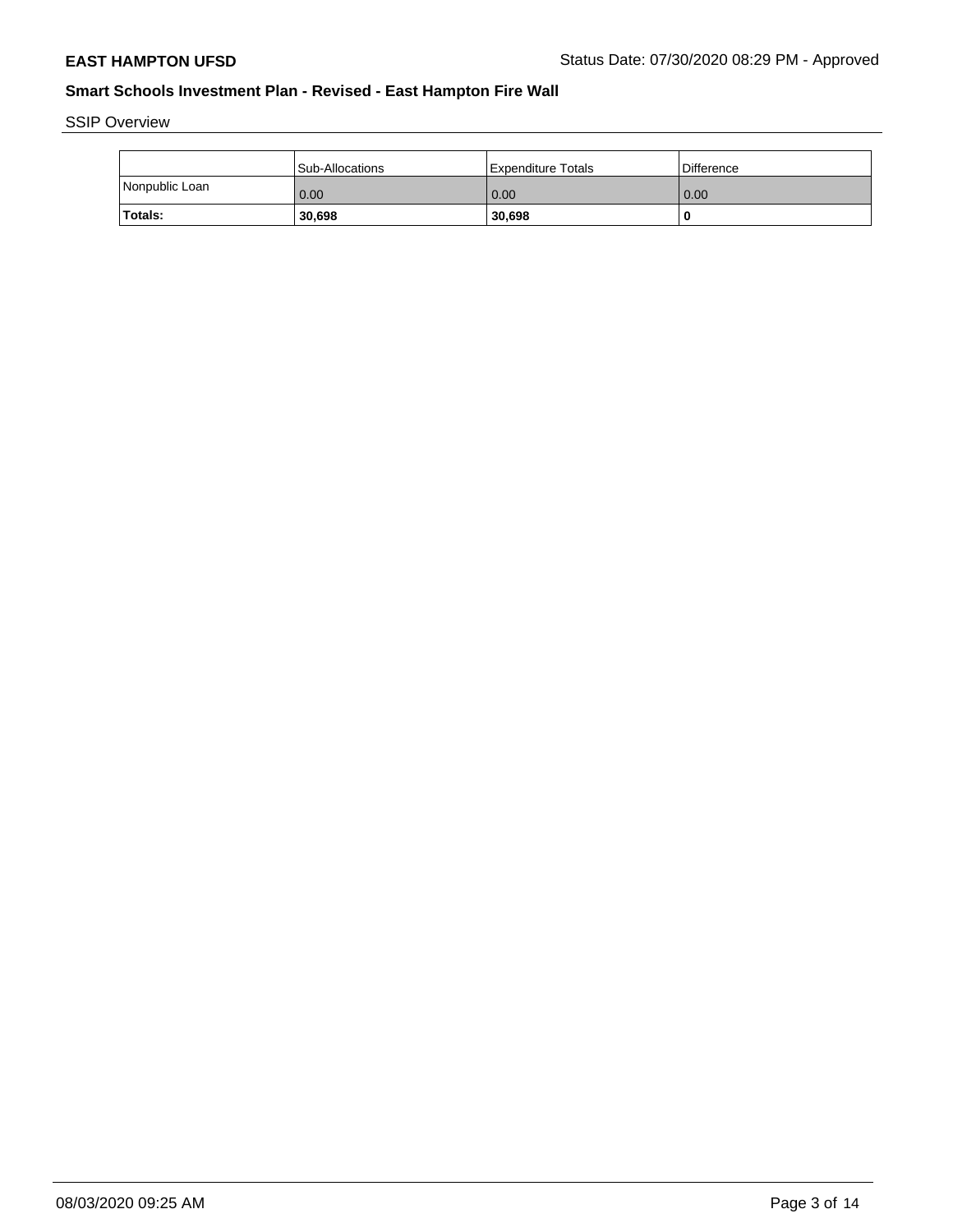**EAST HAMPTON UFSD**

Status Date: 07/30/2020 08:29 PM - Approved

## Smart Schools Investment Plan - Revised - East Hampton Fire Wall

SSIP Overview

| | Sub-Allocations | Expenditure Totals | Difference |
|---|---|---|---|
| Nonpublic Loan | 0.00 | 0.00 | 0.00 |
| **Totals:** | **30,698** | **30,698** | **0** |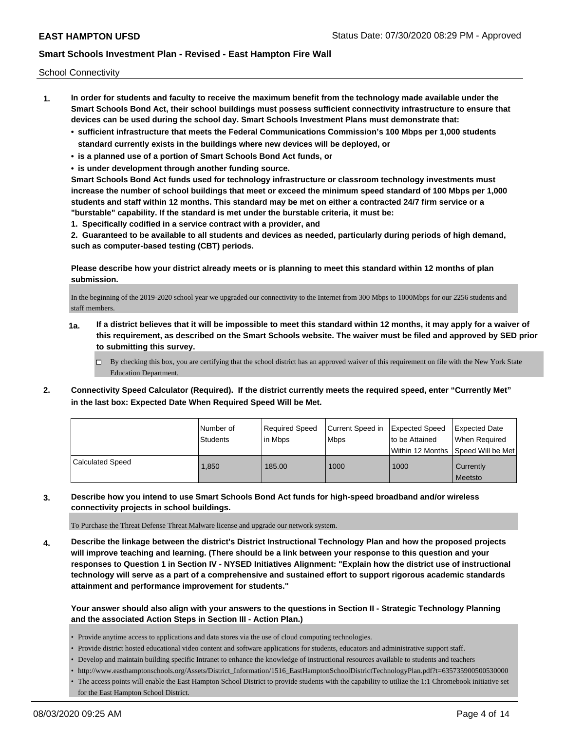School Connectivity

1. **In order for students and faculty to receive the maximum benefit from the technology made available under the Smart Schools Bond Act, their school buildings must possess sufficient connectivity infrastructure to ensure that devices can be used during the school day. Smart Schools Investment Plans must demonstrate that:**
   - **sufficient infrastructure that meets the Federal Communications Commission's 100 Mbps per 1,000 students standard currently exists in the buildings where new devices will be deployed, or**
   - **is a planned use of a portion of Smart Schools Bond Act funds, or**
   - **is under development through another funding source.**

   **Smart Schools Bond Act funds used for technology infrastructure or classroom technology investments must increase the number of school buildings that meet or exceed the minimum speed standard of 100 Mbps per 1,000 students and staff within 12 months. This standard may be met on either a contracted 24/7 firm service or a "burstable" capability. If the standard is met under the burstable criteria, it must be:**

   **1. Specifically codified in a service contract with a provider, and**

   **2. Guaranteed to be available to all students and devices as needed, particularly during periods of high demand, such as computer-based testing (CBT) periods.**

   **Please describe how your district already meets or is planning to meet this standard within 12 months of plan submission.**

   In the beginning of the 2019-2020 school year we upgraded our connectivity to the Internet from 300 Mbps to 1000Mbps for our 2256 students and staff members.

   **1a. If a district believes that it will be impossible to meet this standard within 12 months, it may apply for a waiver of this requirement, as described on the Smart Schools website. The waiver must be filed and approved by SED prior to submitting this survey.**

   ☐ By checking this box, you are certifying that the school district has an approved waiver of this requirement on file with the New York State Education Department.

2. **Connectivity Speed Calculator (Required). If the district currently meets the required speed, enter "Currently Met" in the last box: Expected Date When Required Speed Will be Met.**

| | Number of Students | Required Speed in Mbps | Current Speed in Mbps | Expected Speed to be Attained Within 12 Months | Expected Date When Required Speed Will be Met |
|---|---|---|---|---|---|
| Calculated Speed | 1,850 | 185.00 | 1000 | 1000 | Currently Meetsto |

3. **Describe how you intend to use Smart Schools Bond Act funds for high-speed broadband and/or wireless connectivity projects in school buildings.**

   To Purchase the Threat Defense Threat Malware license and upgrade our network system.

4. **Describe the linkage between the district's District Instructional Technology Plan and how the proposed projects will improve teaching and learning. (There should be a link between your response to this question and your responses to Question 1 in Section IV - NYSED Initiatives Alignment: "Explain how the district use of instructional technology will serve as a part of a comprehensive and sustained effort to support rigorous academic standards attainment and performance improvement for students."**

   **Your answer should also align with your answers to the questions in Section II - Strategic Technology Planning and the associated Action Steps in Section III - Action Plan.)**

   - Provide anytime access to applications and data stores via the use of cloud computing technologies.
   - Provide district hosted educational video content and software applications for students, educators and administrative support staff.
   - Develop and maintain building specific Intranet to enhance the knowledge of instructional resources available to students and teachers
   - http://www.easthamptonschools.org/Assets/District_Information/1516_EastHamptonSchoolDistrictTechnologyPlan.pdf?t=635735900500530000
   - The access points will enable the East Hampton School District to provide students with the capability to utilize the 1:1 Chromebook initiative set for the East Hampton School District.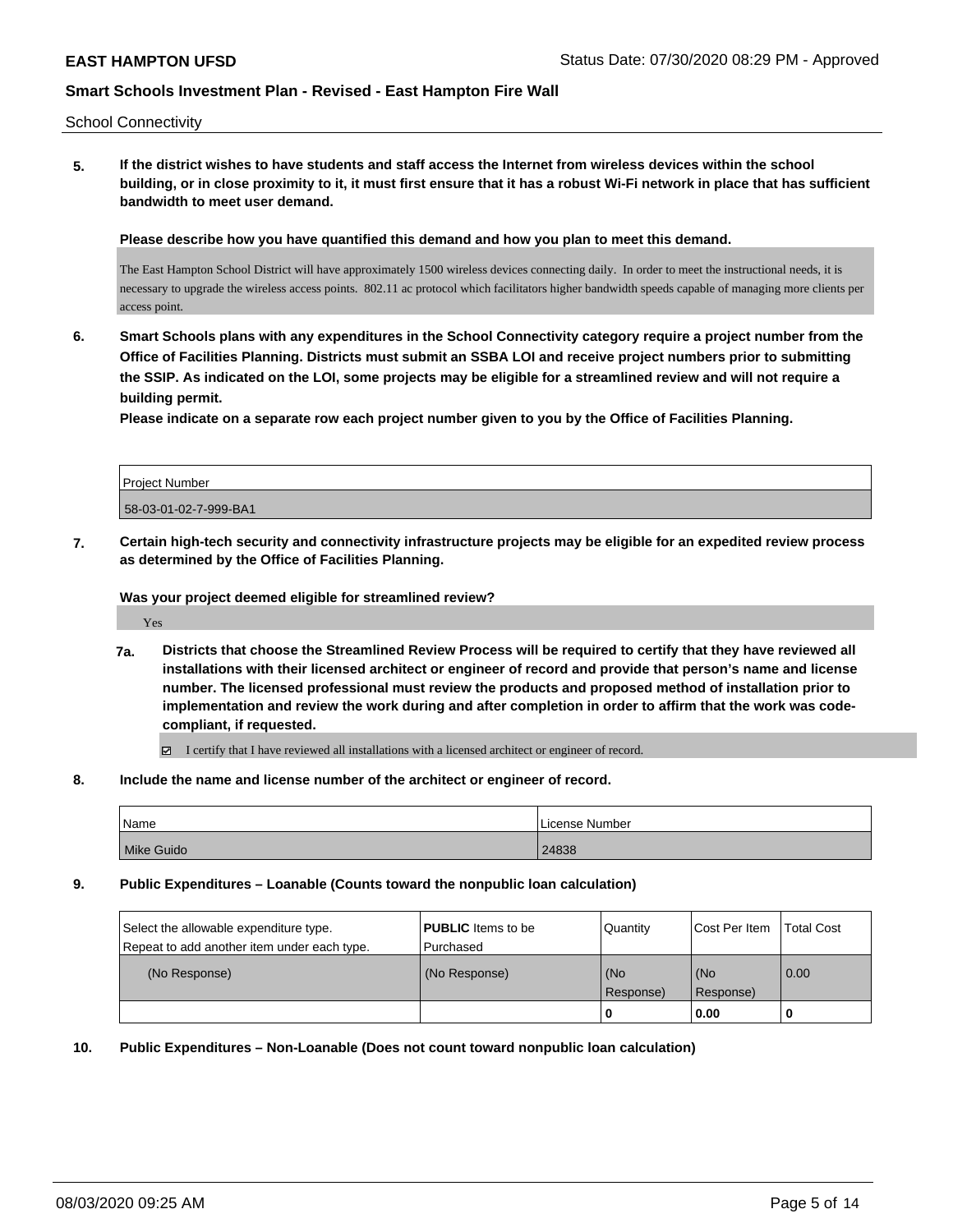School Connectivity

**5. If the district wishes to have students and staff access the Internet from wireless devices within the school building, or in close proximity to it, it must first ensure that it has a robust Wi-Fi network in place that has sufficient bandwidth to meet user demand.**

**Please describe how you have quantified this demand and how you plan to meet this demand.**

The East Hampton School District will have approximately 1500 wireless devices connecting daily. In order to meet the instructional needs, it is necessary to upgrade the wireless access points. 802.11 ac protocol which facilitators higher bandwidth speeds capable of managing more clients per access point.

**6. Smart Schools plans with any expenditures in the School Connectivity category require a project number from the Office of Facilities Planning. Districts must submit an SSBA LOI and receive project numbers prior to submitting the SSIP. As indicated on the LOI, some projects may be eligible for a streamlined review and will not require a building permit.**

**Please indicate on a separate row each project number given to you by the Office of Facilities Planning.**

| Project Number |
| --- |
| 58-03-01-02-7-999-BA1 |

**7. Certain high-tech security and connectivity infrastructure projects may be eligible for an expedited review process as determined by the Office of Facilities Planning.**

**Was your project deemed eligible for streamlined review?**

Yes

**7a. Districts that choose the Streamlined Review Process will be required to certify that they have reviewed all installations with their licensed architect or engineer of record and provide that person's name and license number. The licensed professional must review the products and proposed method of installation prior to implementation and review the work during and after completion in order to affirm that the work was code-compliant, if requested.**

☑ I certify that I have reviewed all installations with a licensed architect or engineer of record.

**8. Include the name and license number of the architect or engineer of record.**

| Name | License Number |
| --- | --- |
| Mike Guido | 24838 |

**9. Public Expenditures – Loanable (Counts toward the nonpublic loan calculation)**

| Select the allowable expenditure type. Repeat to add another item under each type. | **PUBLIC** Items to be Purchased | Quantity | Cost Per Item | Total Cost |
| --- | --- | --- | --- | --- |
| (No Response) | (No Response) | (No Response) | (No Response) | 0.00 |
| | | **0** | **0.00** | **0** |

**10. Public Expenditures – Non-Loanable (Does not count toward nonpublic loan calculation)**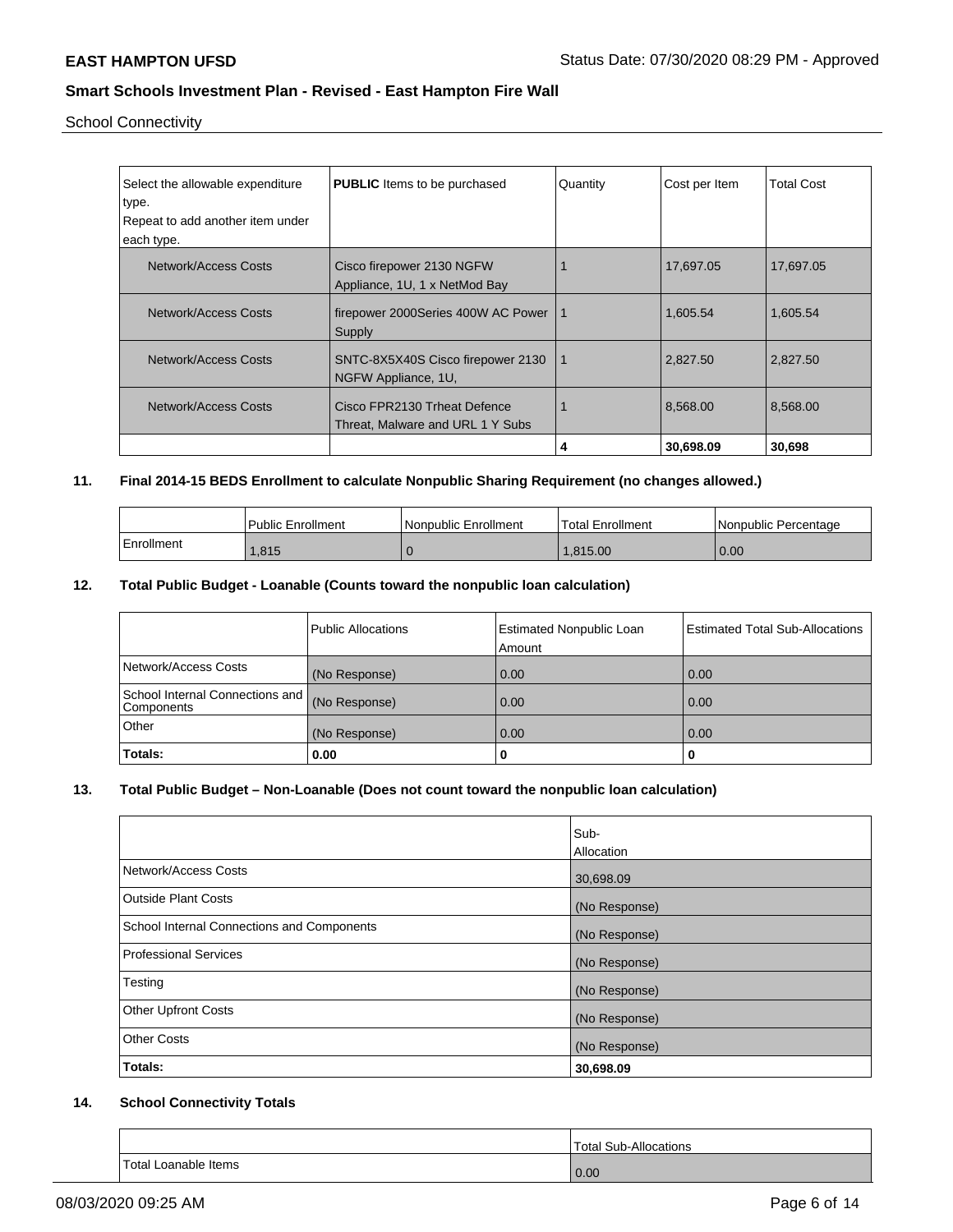School Connectivity

| Select the allowable expenditure type. Repeat to add another item under each type. | **PUBLIC** Items to be purchased | Quantity | Cost per Item | Total Cost |
|---|---|---|---|---|
| Network/Access Costs | Cisco firepower 2130 NGFW Appliance, 1U, 1 x NetMod Bay | 1 | 17,697.05 | 17,697.05 |
| Network/Access Costs | firepower 2000Series 400W AC Power Supply | 1 | 1,605.54 | 1,605.54 |
| Network/Access Costs | SNTC-8X5X40S Cisco firepower 2130 NGFW Appliance, 1U, | 1 | 2,827.50 | 2,827.50 |
| Network/Access Costs | Cisco FPR2130 Trheat Defence Threat, Malware and URL 1 Y Subs | 1 | 8,568.00 | 8,568.00 |
| | | **4** | **30,698.09** | **30,698** |

### 11. Final 2014-15 BEDS Enrollment to calculate Nonpublic Sharing Requirement (no changes allowed.)

| | Public Enrollment | Nonpublic Enrollment | Total Enrollment | Nonpublic Percentage |
|---|---|---|---|---|
| Enrollment | 1,815 | 0 | 1,815.00 | 0.00 |

### 12. Total Public Budget - Loanable (Counts toward the nonpublic loan calculation)

| | Public Allocations | Estimated Nonpublic Loan Amount | Estimated Total Sub-Allocations |
|---|---|---|---|
| Network/Access Costs | (No Response) | 0.00 | 0.00 |
| School Internal Connections and Components | (No Response) | 0.00 | 0.00 |
| Other | (No Response) | 0.00 | 0.00 |
| **Totals:** | **0.00** | **0** | **0** |

### 13. Total Public Budget – Non-Loanable (Does not count toward the nonpublic loan calculation)

| | Sub-Allocation |
|---|---|
| Network/Access Costs | 30,698.09 |
| Outside Plant Costs | (No Response) |
| School Internal Connections and Components | (No Response) |
| Professional Services | (No Response) |
| Testing | (No Response) |
| Other Upfront Costs | (No Response) |
| Other Costs | (No Response) |
| **Totals:** | **30,698.09** |

### 14. School Connectivity Totals

| | Total Sub-Allocations |
|---|---|
| Total Loanable Items | 0.00 |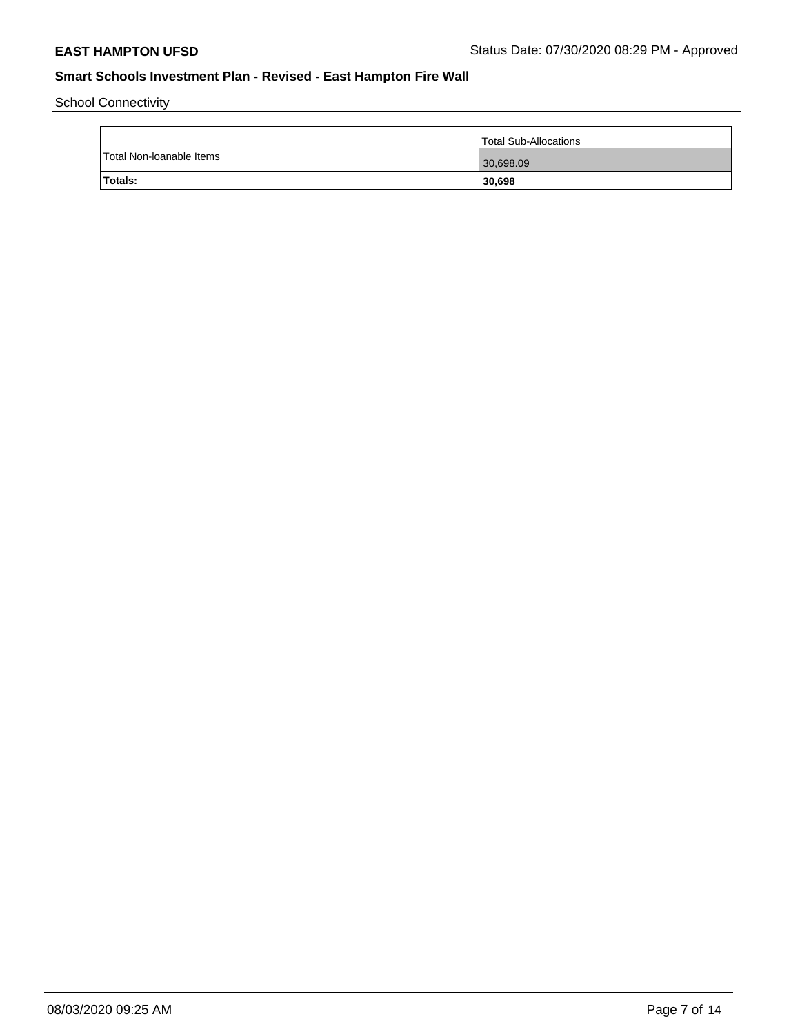School Connectivity

| | Total Sub-Allocations |
|---|---|
| Total Non-loanable Items | 30,698.09 |
| **Totals:** | **30,698** |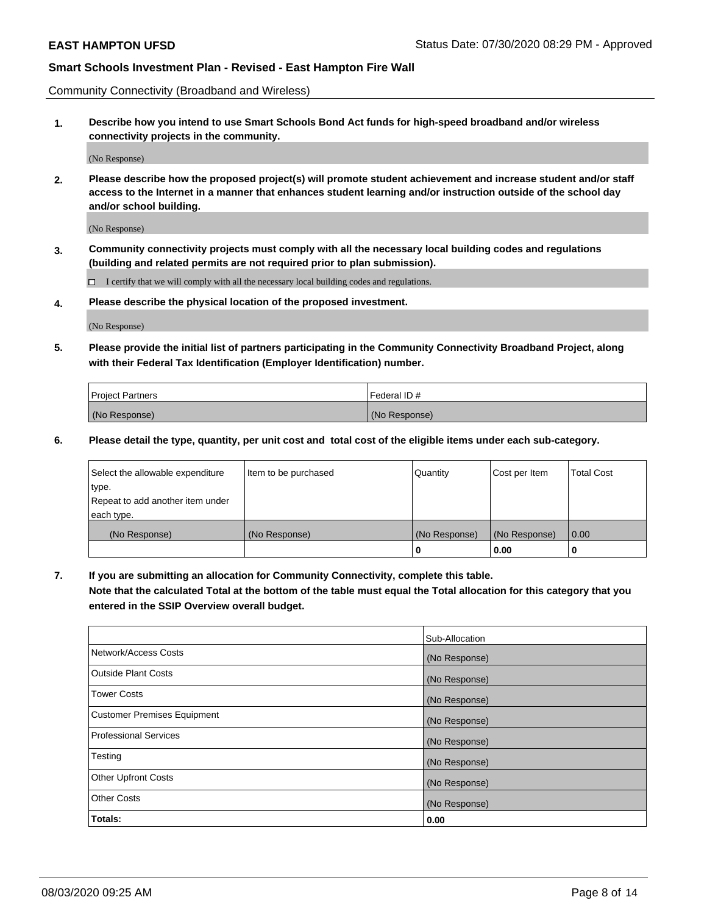Community Connectivity (Broadband and Wireless)

**1. Describe how you intend to use Smart Schools Bond Act funds for high-speed broadband and/or wireless connectivity projects in the community.**

(No Response)

**2. Please describe how the proposed project(s) will promote student achievement and increase student and/or staff access to the Internet in a manner that enhances student learning and/or instruction outside of the school day and/or school building.**

(No Response)

**3. Community connectivity projects must comply with all the necessary local building codes and regulations (building and related permits are not required prior to plan submission).**

☐ I certify that we will comply with all the necessary local building codes and regulations.

**4. Please describe the physical location of the proposed investment.**

(No Response)

**5. Please provide the initial list of partners participating in the Community Connectivity Broadband Project, along with their Federal Tax Identification (Employer Identification) number.**

| Project Partners | Federal ID # |
| --- | --- |
| (No Response) | (No Response) |

**6. Please detail the type, quantity, per unit cost and total cost of the eligible items under each sub-category.**

| Select the allowable expenditure type. Repeat to add another item under each type. | Item to be purchased | Quantity | Cost per Item | Total Cost |
| --- | --- | --- | --- | --- |
| (No Response) | (No Response) | (No Response) | (No Response) | 0.00 |
| | | **0** | **0.00** | **0** |

**7. If you are submitting an allocation for Community Connectivity, complete this table. Note that the calculated Total at the bottom of the table must equal the Total allocation for this category that you entered in the SSIP Overview overall budget.**

| | Sub-Allocation |
| --- | --- |
| Network/Access Costs | (No Response) |
| Outside Plant Costs | (No Response) |
| Tower Costs | (No Response) |
| Customer Premises Equipment | (No Response) |
| Professional Services | (No Response) |
| Testing | (No Response) |
| Other Upfront Costs | (No Response) |
| Other Costs | (No Response) |
| **Totals:** | **0.00** |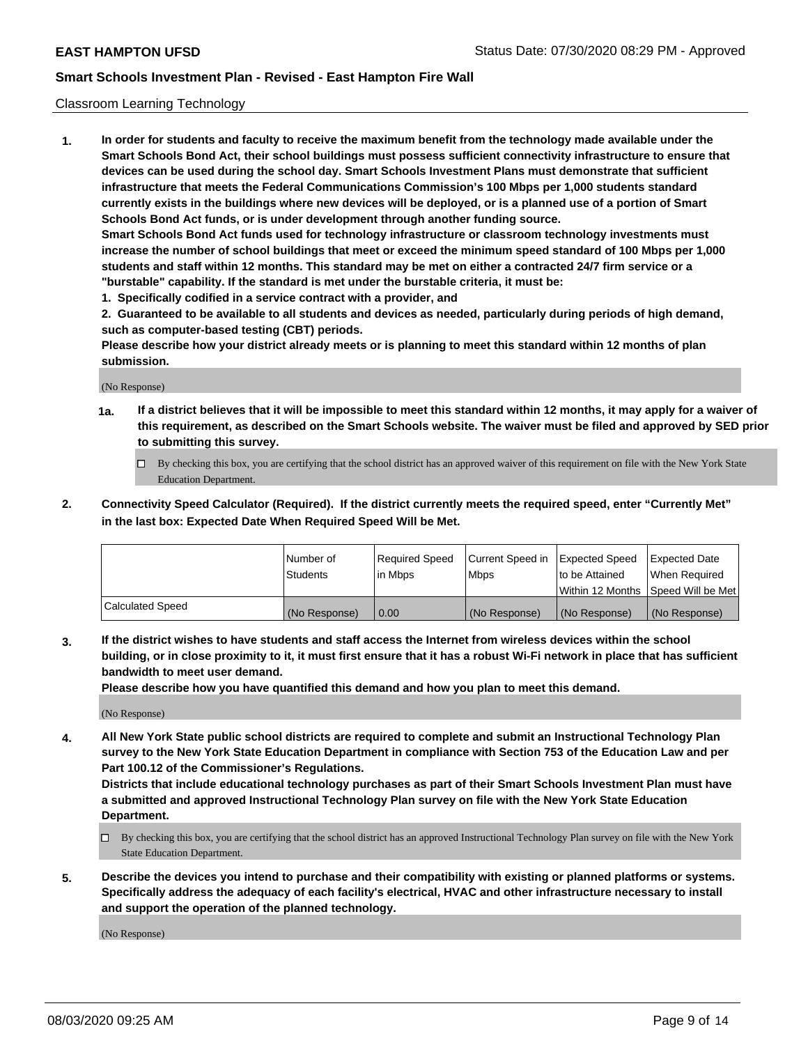Classroom Learning Technology

**1. In order for students and faculty to receive the maximum benefit from the technology made available under the Smart Schools Bond Act, their school buildings must possess sufficient connectivity infrastructure to ensure that devices can be used during the school day. Smart Schools Investment Plans must demonstrate that sufficient infrastructure that meets the Federal Communications Commission's 100 Mbps per 1,000 students standard currently exists in the buildings where new devices will be deployed, or is a planned use of a portion of Smart Schools Bond Act funds, or is under development through another funding source.**

**Smart Schools Bond Act funds used for technology infrastructure or classroom technology investments must increase the number of school buildings that meet or exceed the minimum speed standard of 100 Mbps per 1,000 students and staff within 12 months. This standard may be met on either a contracted 24/7 firm service or a "burstable" capability. If the standard is met under the burstable criteria, it must be:**

**1. Specifically codified in a service contract with a provider, and**

**2. Guaranteed to be available to all students and devices as needed, particularly during periods of high demand, such as computer-based testing (CBT) periods.**

**Please describe how your district already meets or is planning to meet this standard within 12 months of plan submission.**

(No Response)

**1a. If a district believes that it will be impossible to meet this standard within 12 months, it may apply for a waiver of this requirement, as described on the Smart Schools website. The waiver must be filed and approved by SED prior to submitting this survey.**

☐ By checking this box, you are certifying that the school district has an approved waiver of this requirement on file with the New York State Education Department.

**2. Connectivity Speed Calculator (Required). If the district currently meets the required speed, enter "Currently Met" in the last box: Expected Date When Required Speed Will be Met.**

| | Number of Students | Required Speed in Mbps | Current Speed in Mbps | Expected Speed to be Attained Within 12 Months | Expected Date When Required Speed Will be Met |
|---|---|---|---|---|---|
| Calculated Speed | (No Response) | 0.00 | (No Response) | (No Response) | (No Response) |

**3. If the district wishes to have students and staff access the Internet from wireless devices within the school building, or in close proximity to it, it must first ensure that it has a robust Wi-Fi network in place that has sufficient bandwidth to meet user demand.**

**Please describe how you have quantified this demand and how you plan to meet this demand.**

(No Response)

**4. All New York State public school districts are required to complete and submit an Instructional Technology Plan survey to the New York State Education Department in compliance with Section 753 of the Education Law and per Part 100.12 of the Commissioner's Regulations.**

**Districts that include educational technology purchases as part of their Smart Schools Investment Plan must have a submitted and approved Instructional Technology Plan survey on file with the New York State Education Department.**

☐ By checking this box, you are certifying that the school district has an approved Instructional Technology Plan survey on file with the New York State Education Department.

**5. Describe the devices you intend to purchase and their compatibility with existing or planned platforms or systems. Specifically address the adequacy of each facility's electrical, HVAC and other infrastructure necessary to install and support the operation of the planned technology.**

(No Response)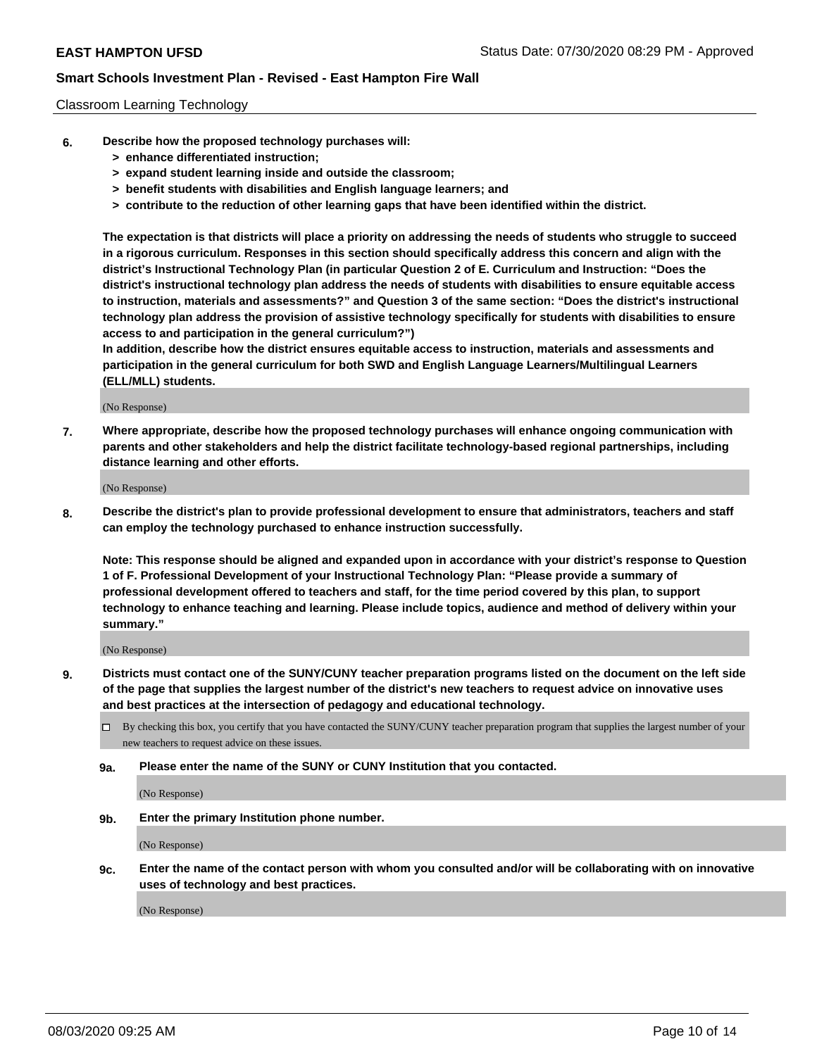Classroom Learning Technology

6. **Describe how the proposed technology purchases will:**
   - **> enhance differentiated instruction;**
   - **> expand student learning inside and outside the classroom;**
   - **> benefit students with disabilities and English language learners; and**
   - **> contribute to the reduction of other learning gaps that have been identified within the district.**

   **The expectation is that districts will place a priority on addressing the needs of students who struggle to succeed in a rigorous curriculum. Responses in this section should specifically address this concern and align with the district's Instructional Technology Plan (in particular Question 2 of E. Curriculum and Instruction: "Does the district's instructional technology plan address the needs of students with disabilities to ensure equitable access to instruction, materials and assessments?" and Question 3 of the same section: "Does the district's instructional technology plan address the provision of assistive technology specifically for students with disabilities to ensure access to and participation in the general curriculum?")**

   **In addition, describe how the district ensures equitable access to instruction, materials and assessments and participation in the general curriculum for both SWD and English Language Learners/Multilingual Learners (ELL/MLL) students.**

   (No Response)

7. **Where appropriate, describe how the proposed technology purchases will enhance ongoing communication with parents and other stakeholders and help the district facilitate technology-based regional partnerships, including distance learning and other efforts.**

   (No Response)

8. **Describe the district's plan to provide professional development to ensure that administrators, teachers and staff can employ the technology purchased to enhance instruction successfully.**

   **Note: This response should be aligned and expanded upon in accordance with your district's response to Question 1 of F. Professional Development of your Instructional Technology Plan: "Please provide a summary of professional development offered to teachers and staff, for the time period covered by this plan, to support technology to enhance teaching and learning. Please include topics, audience and method of delivery within your summary."**

   (No Response)

9. **Districts must contact one of the SUNY/CUNY teacher preparation programs listed on the document on the left side of the page that supplies the largest number of the district's new teachers to request advice on innovative uses and best practices at the intersection of pedagogy and educational technology.**

   ☐ By checking this box, you certify that you have contacted the SUNY/CUNY teacher preparation program that supplies the largest number of your new teachers to request advice on these issues.

   **9a. Please enter the name of the SUNY or CUNY Institution that you contacted.**

   (No Response)

   **9b. Enter the primary Institution phone number.**

   (No Response)

   **9c. Enter the name of the contact person with whom you consulted and/or will be collaborating with on innovative uses of technology and best practices.**

   (No Response)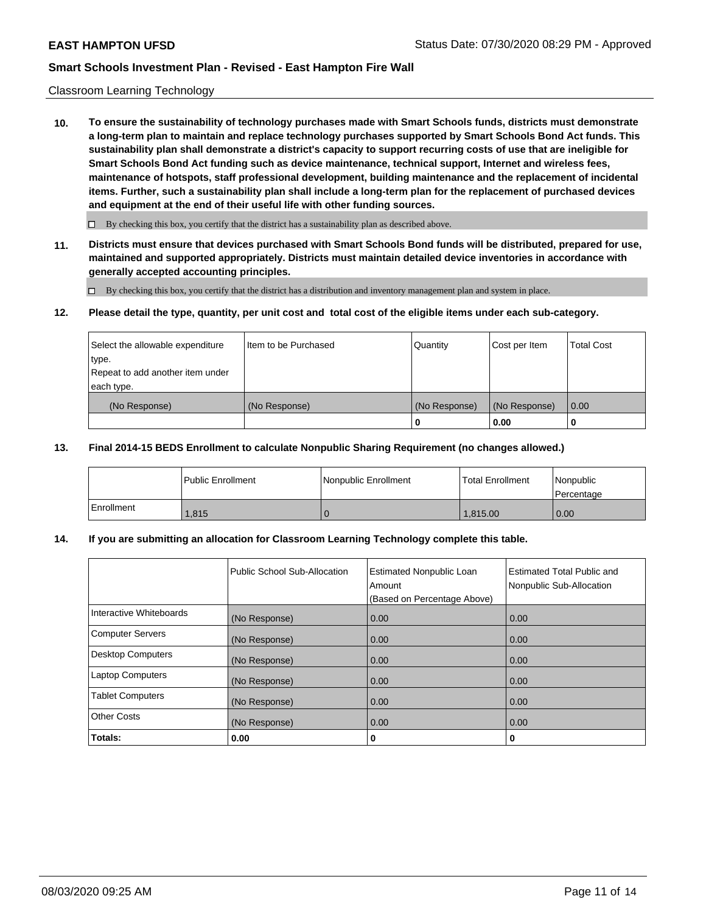Classroom Learning Technology

**10. To ensure the sustainability of technology purchases made with Smart Schools funds, districts must demonstrate a long-term plan to maintain and replace technology purchases supported by Smart Schools Bond Act funds. This sustainability plan shall demonstrate a district's capacity to support recurring costs of use that are ineligible for Smart Schools Bond Act funding such as device maintenance, technical support, Internet and wireless fees, maintenance of hotspots, staff professional development, building maintenance and the replacement of incidental items. Further, such a sustainability plan shall include a long-term plan for the replacement of purchased devices and equipment at the end of their useful life with other funding sources.**

☐ By checking this box, you certify that the district has a sustainability plan as described above.

**11. Districts must ensure that devices purchased with Smart Schools Bond funds will be distributed, prepared for use, maintained and supported appropriately. Districts must maintain detailed device inventories in accordance with generally accepted accounting principles.**

☐ By checking this box, you certify that the district has a distribution and inventory management plan and system in place.

**12. Please detail the type, quantity, per unit cost and total cost of the eligible items under each sub-category.**

| Select the allowable expenditure type. Repeat to add another item under each type. | Item to be Purchased | Quantity | Cost per Item | Total Cost |
|---|---|---|---|---|
| (No Response) | (No Response) | (No Response) | (No Response) | 0.00 |
| | | **0** | **0.00** | **0** |

**13. Final 2014-15 BEDS Enrollment to calculate Nonpublic Sharing Requirement (no changes allowed.)**

| | Public Enrollment | Nonpublic Enrollment | Total Enrollment | Nonpublic Percentage |
|---|---|---|---|---|
| Enrollment | 1,815 | 0 | 1,815.00 | 0.00 |

**14. If you are submitting an allocation for Classroom Learning Technology complete this table.**

| | Public School Sub-Allocation | Estimated Nonpublic Loan Amount (Based on Percentage Above) | Estimated Total Public and Nonpublic Sub-Allocation |
|---|---|---|---|
| Interactive Whiteboards | (No Response) | 0.00 | 0.00 |
| Computer Servers | (No Response) | 0.00 | 0.00 |
| Desktop Computers | (No Response) | 0.00 | 0.00 |
| Laptop Computers | (No Response) | 0.00 | 0.00 |
| Tablet Computers | (No Response) | 0.00 | 0.00 |
| Other Costs | (No Response) | 0.00 | 0.00 |
| **Totals:** | **0.00** | **0** | **0** |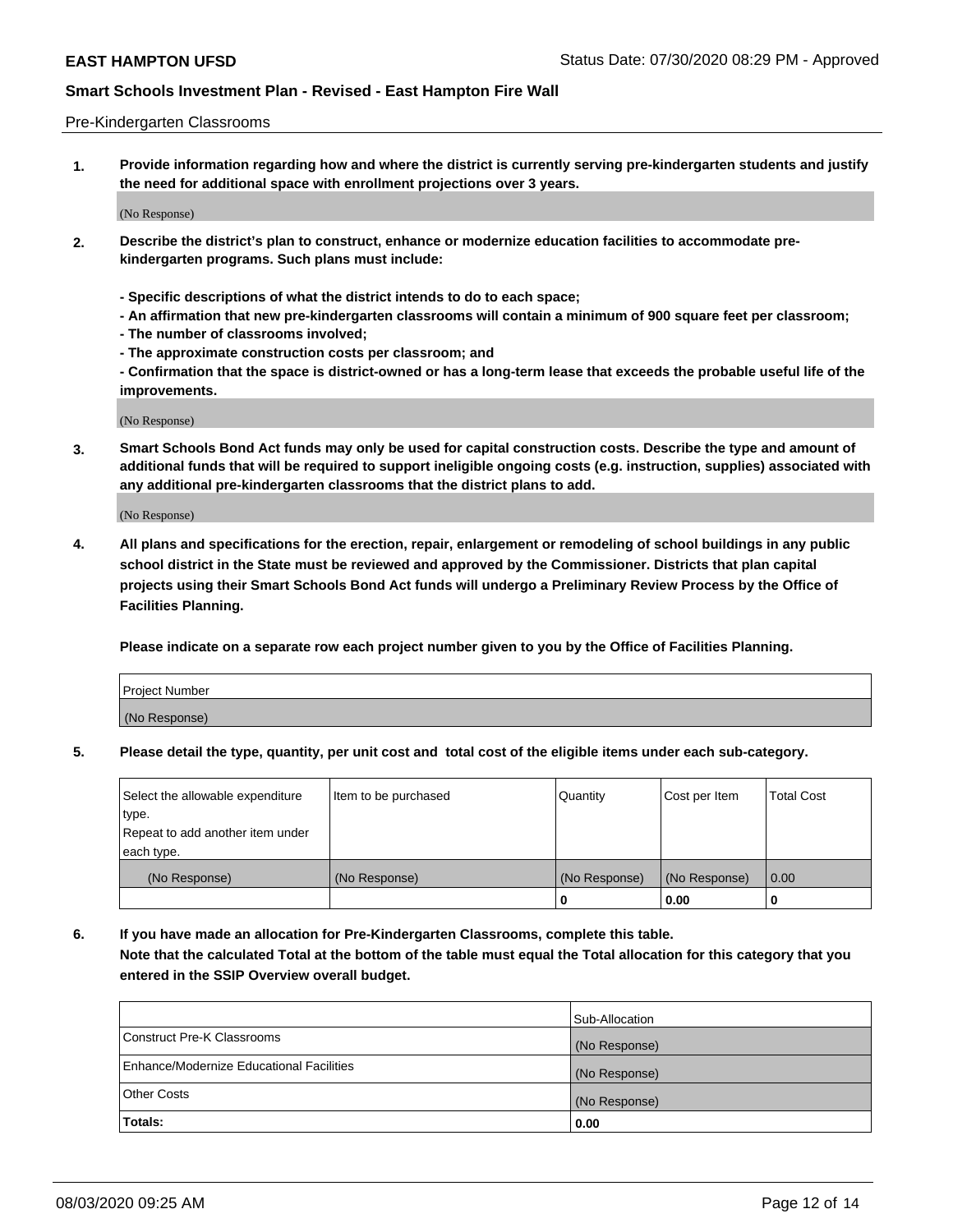Pre-Kindergarten Classrooms

**1. Provide information regarding how and where the district is currently serving pre-kindergarten students and justify the need for additional space with enrollment projections over 3 years.**

(No Response)

**2. Describe the district's plan to construct, enhance or modernize education facilities to accommodate pre-kindergarten programs. Such plans must include:**

**- Specific descriptions of what the district intends to do to each space;**
**- An affirmation that new pre-kindergarten classrooms will contain a minimum of 900 square feet per classroom;**
**- The number of classrooms involved;**
**- The approximate construction costs per classroom; and**
**- Confirmation that the space is district-owned or has a long-term lease that exceeds the probable useful life of the improvements.**

(No Response)

**3. Smart Schools Bond Act funds may only be used for capital construction costs. Describe the type and amount of additional funds that will be required to support ineligible ongoing costs (e.g. instruction, supplies) associated with any additional pre-kindergarten classrooms that the district plans to add.**

(No Response)

**4. All plans and specifications for the erection, repair, enlargement or remodeling of school buildings in any public school district in the State must be reviewed and approved by the Commissioner. Districts that plan capital projects using their Smart Schools Bond Act funds will undergo a Preliminary Review Process by the Office of Facilities Planning.**

**Please indicate on a separate row each project number given to you by the Office of Facilities Planning.**

| Project Number |
| --- |
| (No Response) |

**5. Please detail the type, quantity, per unit cost and total cost of the eligible items under each sub-category.**

| Select the allowable expenditure type. Repeat to add another item under each type. | Item to be purchased | Quantity | Cost per Item | Total Cost |
| --- | --- | --- | --- | --- |
| (No Response) | (No Response) | (No Response) | (No Response) | 0.00 |
| | | 0 | 0.00 | 0 |

**6. If you have made an allocation for Pre-Kindergarten Classrooms, complete this table. Note that the calculated Total at the bottom of the table must equal the Total allocation for this category that you entered in the SSIP Overview overall budget.**

| | Sub-Allocation |
| --- | --- |
| Construct Pre-K Classrooms | (No Response) |
| Enhance/Modernize Educational Facilities | (No Response) |
| Other Costs | (No Response) |
| **Totals:** | **0.00** |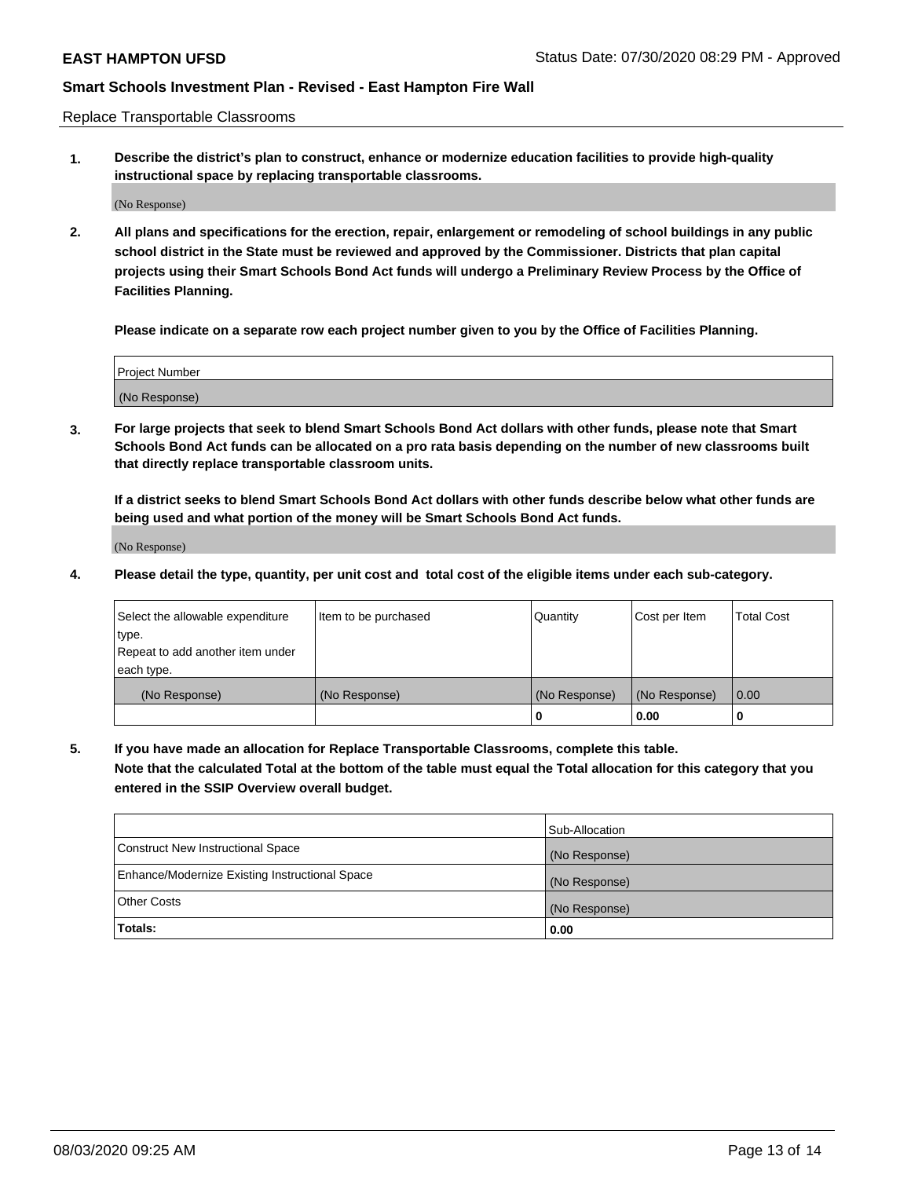Replace Transportable Classrooms

**1. Describe the district's plan to construct, enhance or modernize education facilities to provide high-quality instructional space by replacing transportable classrooms.**

(No Response)

**2. All plans and specifications for the erection, repair, enlargement or remodeling of school buildings in any public school district in the State must be reviewed and approved by the Commissioner. Districts that plan capital projects using their Smart Schools Bond Act funds will undergo a Preliminary Review Process by the Office of Facilities Planning.**

**Please indicate on a separate row each project number given to you by the Office of Facilities Planning.**

| Project Number |
| --- |
| (No Response) |

**3. For large projects that seek to blend Smart Schools Bond Act dollars with other funds, please note that Smart Schools Bond Act funds can be allocated on a pro rata basis depending on the number of new classrooms built that directly replace transportable classroom units.**

**If a district seeks to blend Smart Schools Bond Act dollars with other funds describe below what other funds are being used and what portion of the money will be Smart Schools Bond Act funds.**

(No Response)

**4. Please detail the type, quantity, per unit cost and total cost of the eligible items under each sub-category.**

| Select the allowable expenditure type. Repeat to add another item under each type. | Item to be purchased | Quantity | Cost per Item | Total Cost |
| --- | --- | --- | --- | --- |
| (No Response) | (No Response) | (No Response) | (No Response) | 0.00 |
| | | 0 | 0.00 | 0 |

**5. If you have made an allocation for Replace Transportable Classrooms, complete this table. Note that the calculated Total at the bottom of the table must equal the Total allocation for this category that you entered in the SSIP Overview overall budget.**

| | Sub-Allocation |
| --- | --- |
| Construct New Instructional Space | (No Response) |
| Enhance/Modernize Existing Instructional Space | (No Response) |
| Other Costs | (No Response) |
| **Totals:** | **0.00** |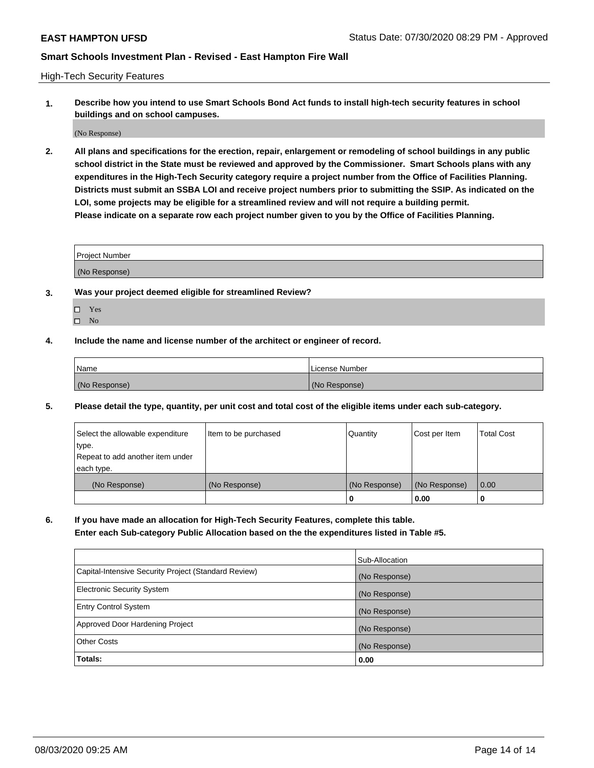High-Tech Security Features

**1. Describe how you intend to use Smart Schools Bond Act funds to install high-tech security features in school buildings and on school campuses.**

(No Response)

**2. All plans and specifications for the erection, repair, enlargement or remodeling of school buildings in any public school district in the State must be reviewed and approved by the Commissioner. Smart Schools plans with any expenditures in the High-Tech Security category require a project number from the Office of Facilities Planning. Districts must submit an SSBA LOI and receive project numbers prior to submitting the SSIP. As indicated on the LOI, some projects may be eligible for a streamlined review and will not require a building permit.**
**Please indicate on a separate row each project number given to you by the Office of Facilities Planning.**

| Project Number |
|---|
| (No Response) |

**3. Was your project deemed eligible for streamlined Review?**

- ☐ Yes
- ☐ No

**4. Include the name and license number of the architect or engineer of record.**

| Name | License Number |
|---|---|
| (No Response) | (No Response) |

**5. Please detail the type, quantity, per unit cost and total cost of the eligible items under each sub-category.**

| Select the allowable expenditure type. Repeat to add another item under each type. | Item to be purchased | Quantity | Cost per Item | Total Cost |
|---|---|---|---|---|
| (No Response) | (No Response) | (No Response) | (No Response) | 0.00 |
| | | 0 | 0.00 | 0 |

**6. If you have made an allocation for High-Tech Security Features, complete this table. Enter each Sub-category Public Allocation based on the the expenditures listed in Table #5.**

| | Sub-Allocation |
|---|---|
| Capital-Intensive Security Project (Standard Review) | (No Response) |
| Electronic Security System | (No Response) |
| Entry Control System | (No Response) |
| Approved Door Hardening Project | (No Response) |
| Other Costs | (No Response) |
| **Totals:** | **0.00** |